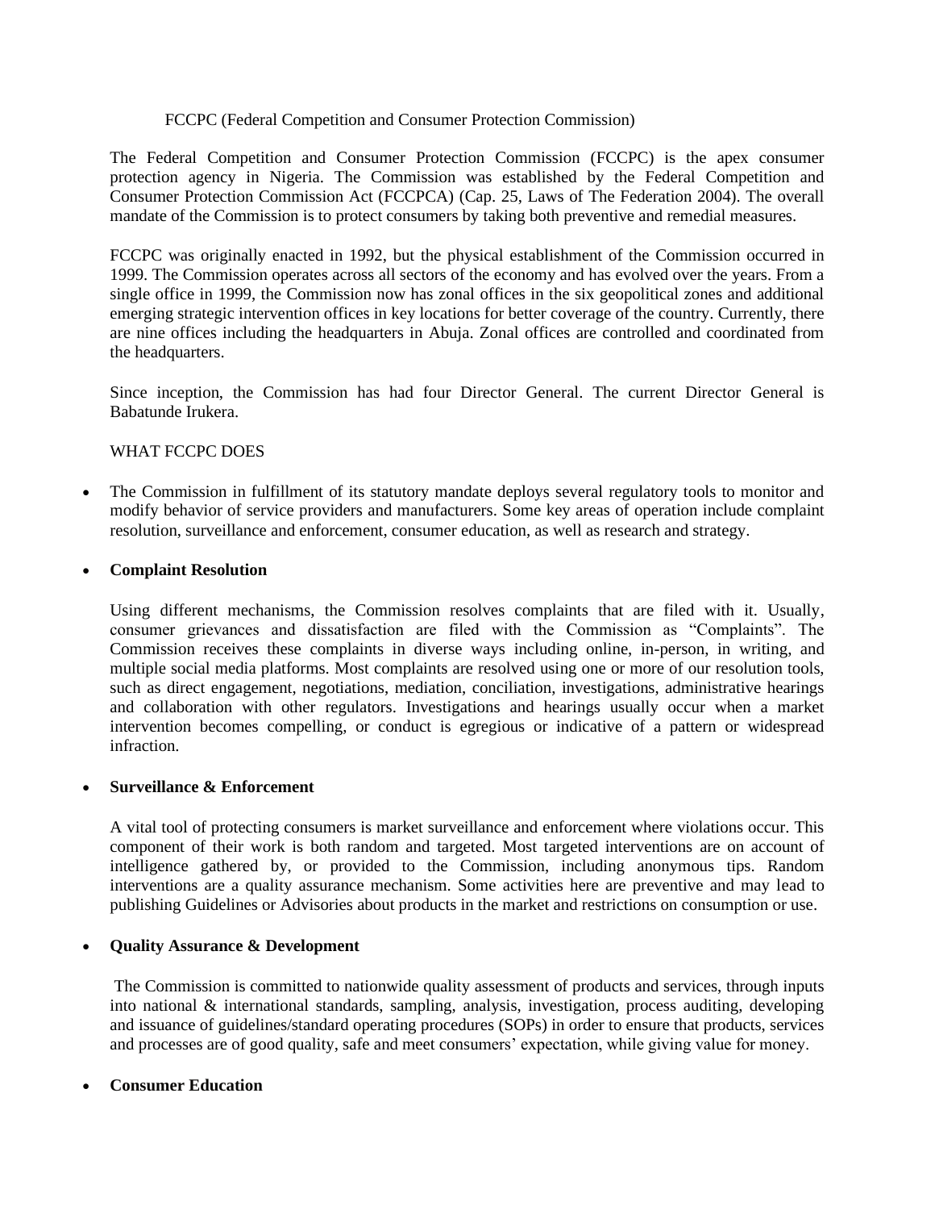# FCCPC (Federal Competition and Consumer Protection Commission)

The Federal Competition and Consumer Protection Commission (FCCPC) is the apex consumer protection agency in Nigeria. The Commission was established by the Federal Competition and Consumer Protection Commission Act (FCCPCA) (Cap. 25, Laws of The Federation 2004). The overall mandate of the Commission is to protect consumers by taking both preventive and remedial measures.

FCCPC was originally enacted in 1992, but the physical establishment of the Commission occurred in 1999. The Commission operates across all sectors of the economy and has evolved over the years. From a single office in 1999, the Commission now has zonal offices in the six geopolitical zones and additional emerging strategic intervention offices in key locations for better coverage of the country. Currently, there are nine offices including the headquarters in Abuja. Zonal offices are controlled and coordinated from the headquarters.

Since inception, the Commission has had four Director General. The current Director General is Babatunde Irukera.

## WHAT FCCPC DOES

- The Commission in fulfillment of its statutory mandate deploys several regulatory tools to monitor and modify behavior of service providers and manufacturers. Some key areas of operation include complaint resolution, surveillance and enforcement, consumer education, as well as research and strategy.

- **Complaint Resolution**

  Using different mechanisms, the Commission resolves complaints that are filed with it. Usually, consumer grievances and dissatisfaction are filed with the Commission as "Complaints". The Commission receives these complaints in diverse ways including online, in-person, in writing, and multiple social media platforms. Most complaints are resolved using one or more of our resolution tools, such as direct engagement, negotiations, mediation, conciliation, investigations, administrative hearings and collaboration with other regulators. Investigations and hearings usually occur when a market intervention becomes compelling, or conduct is egregious or indicative of a pattern or widespread infraction.

- **Surveillance & Enforcement**

  A vital tool of protecting consumers is market surveillance and enforcement where violations occur. This component of their work is both random and targeted. Most targeted interventions are on account of intelligence gathered by, or provided to the Commission, including anonymous tips. Random interventions are a quality assurance mechanism. Some activities here are preventive and may lead to publishing Guidelines or Advisories about products in the market and restrictions on consumption or use.

- **Quality Assurance & Development**

  The Commission is committed to nationwide quality assessment of products and services, through inputs into national & international standards, sampling, analysis, investigation, process auditing, developing and issuance of guidelines/standard operating procedures (SOPs) in order to ensure that products, services and processes are of good quality, safe and meet consumers' expectation, while giving value for money.

- **Consumer Education**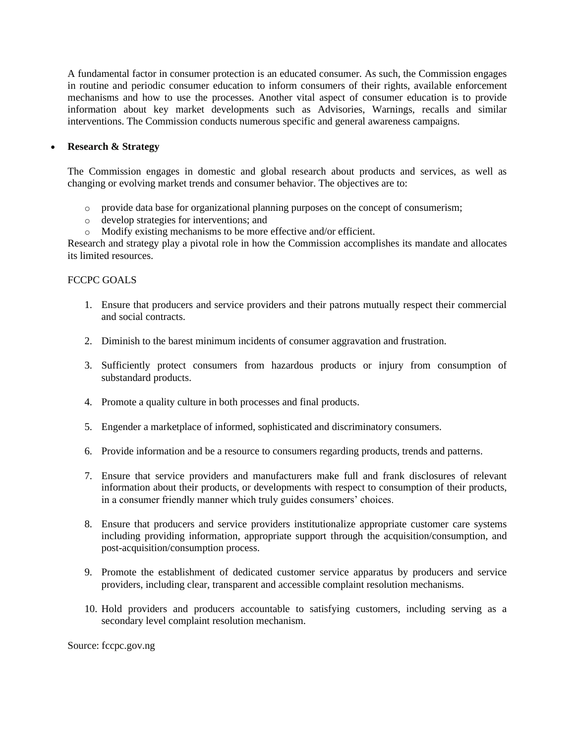A fundamental factor in consumer protection is an educated consumer. As such, the Commission engages in routine and periodic consumer education to inform consumers of their rights, available enforcement mechanisms and how to use the processes. Another vital aspect of consumer education is to provide information about key market developments such as Advisories, Warnings, recalls and similar interventions. The Commission conducts numerous specific and general awareness campaigns.

- **Research & Strategy**

  The Commission engages in domestic and global research about products and services, as well as changing or evolving market trends and consumer behavior. The objectives are to:

  - provide data base for organizational planning purposes on the concept of consumerism;
  - develop strategies for interventions; and
  - Modify existing mechanisms to be more effective and/or efficient.

  Research and strategy play a pivotal role in how the Commission accomplishes its mandate and allocates its limited resources.

FCCPC GOALS

1. Ensure that producers and service providers and their patrons mutually respect their commercial and social contracts.

2. Diminish to the barest minimum incidents of consumer aggravation and frustration.

3. Sufficiently protect consumers from hazardous products or injury from consumption of substandard products.

4. Promote a quality culture in both processes and final products.

5. Engender a marketplace of informed, sophisticated and discriminatory consumers.

6. Provide information and be a resource to consumers regarding products, trends and patterns.

7. Ensure that service providers and manufacturers make full and frank disclosures of relevant information about their products, or developments with respect to consumption of their products, in a consumer friendly manner which truly guides consumers' choices.

8. Ensure that producers and service providers institutionalize appropriate customer care systems including providing information, appropriate support through the acquisition/consumption, and post-acquisition/consumption process.

9. Promote the establishment of dedicated customer service apparatus by producers and service providers, including clear, transparent and accessible complaint resolution mechanisms.

10. Hold providers and producers accountable to satisfying customers, including serving as a secondary level complaint resolution mechanism.

Source: fccpc.gov.ng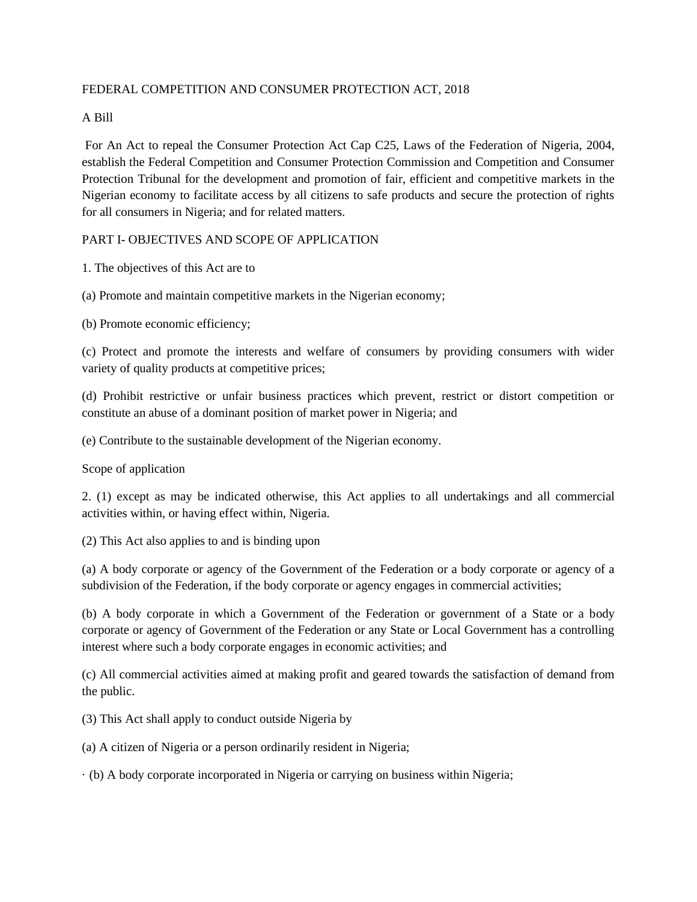FEDERAL COMPETITION AND CONSUMER PROTECTION ACT, 2018

A Bill

For An Act to repeal the Consumer Protection Act Cap C25, Laws of the Federation of Nigeria, 2004, establish the Federal Competition and Consumer Protection Commission and Competition and Consumer Protection Tribunal for the development and promotion of fair, efficient and competitive markets in the Nigerian economy to facilitate access by all citizens to safe products and secure the protection of rights for all consumers in Nigeria; and for related matters.

PART I- OBJECTIVES AND SCOPE OF APPLICATION

1. The objectives of this Act are to

(a) Promote and maintain competitive markets in the Nigerian economy;

(b) Promote economic efficiency;

(c) Protect and promote the interests and welfare of consumers by providing consumers with wider variety of quality products at competitive prices;

(d) Prohibit restrictive or unfair business practices which prevent, restrict or distort competition or constitute an abuse of a dominant position of market power in Nigeria; and

(e) Contribute to the sustainable development of the Nigerian economy.

Scope of application

2. (1) except as may be indicated otherwise, this Act applies to all undertakings and all commercial activities within, or having effect within, Nigeria.

(2) This Act also applies to and is binding upon

(a) A body corporate or agency of the Government of the Federation or a body corporate or agency of a subdivision of the Federation, if the body corporate or agency engages in commercial activities;

(b) A body corporate in which a Government of the Federation or government of a State or a body corporate or agency of Government of the Federation or any State or Local Government has a controlling interest where such a body corporate engages in economic activities; and

(c) All commercial activities aimed at making profit and geared towards the satisfaction of demand from the public.

(3) This Act shall apply to conduct outside Nigeria by

(a) A citizen of Nigeria or a person ordinarily resident in Nigeria;

· (b) A body corporate incorporated in Nigeria or carrying on business within Nigeria;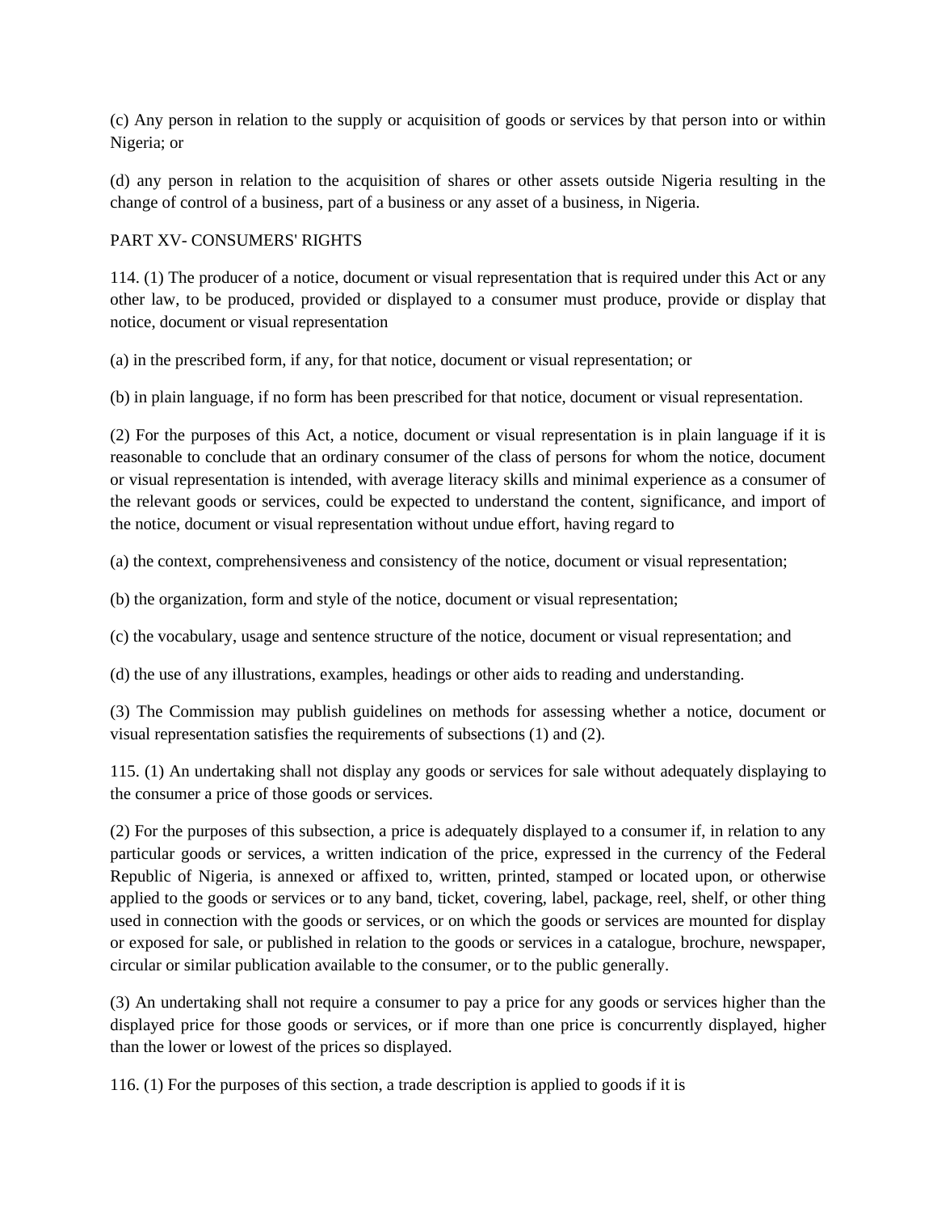(c) Any person in relation to the supply or acquisition of goods or services by that person into or within Nigeria; or

(d) any person in relation to the acquisition of shares or other assets outside Nigeria resulting in the change of control of a business, part of a business or any asset of a business, in Nigeria.

## PART XV- CONSUMERS' RIGHTS

114. (1) The producer of a notice, document or visual representation that is required under this Act or any other law, to be produced, provided or displayed to a consumer must produce, provide or display that notice, document or visual representation

(a) in the prescribed form, if any, for that notice, document or visual representation; or

(b) in plain language, if no form has been prescribed for that notice, document or visual representation.

(2) For the purposes of this Act, a notice, document or visual representation is in plain language if it is reasonable to conclude that an ordinary consumer of the class of persons for whom the notice, document or visual representation is intended, with average literacy skills and minimal experience as a consumer of the relevant goods or services, could be expected to understand the content, significance, and import of the notice, document or visual representation without undue effort, having regard to

(a) the context, comprehensiveness and consistency of the notice, document or visual representation;

(b) the organization, form and style of the notice, document or visual representation;

(c) the vocabulary, usage and sentence structure of the notice, document or visual representation; and

(d) the use of any illustrations, examples, headings or other aids to reading and understanding.

(3) The Commission may publish guidelines on methods for assessing whether a notice, document or visual representation satisfies the requirements of subsections (1) and (2).

115. (1) An undertaking shall not display any goods or services for sale without adequately displaying to the consumer a price of those goods or services.

(2) For the purposes of this subsection, a price is adequately displayed to a consumer if, in relation to any particular goods or services, a written indication of the price, expressed in the currency of the Federal Republic of Nigeria, is annexed or affixed to, written, printed, stamped or located upon, or otherwise applied to the goods or services or to any band, ticket, covering, label, package, reel, shelf, or other thing used in connection with the goods or services, or on which the goods or services are mounted for display or exposed for sale, or published in relation to the goods or services in a catalogue, brochure, newspaper, circular or similar publication available to the consumer, or to the public generally.

(3) An undertaking shall not require a consumer to pay a price for any goods or services higher than the displayed price for those goods or services, or if more than one price is concurrently displayed, higher than the lower or lowest of the prices so displayed.

116. (1) For the purposes of this section, a trade description is applied to goods if it is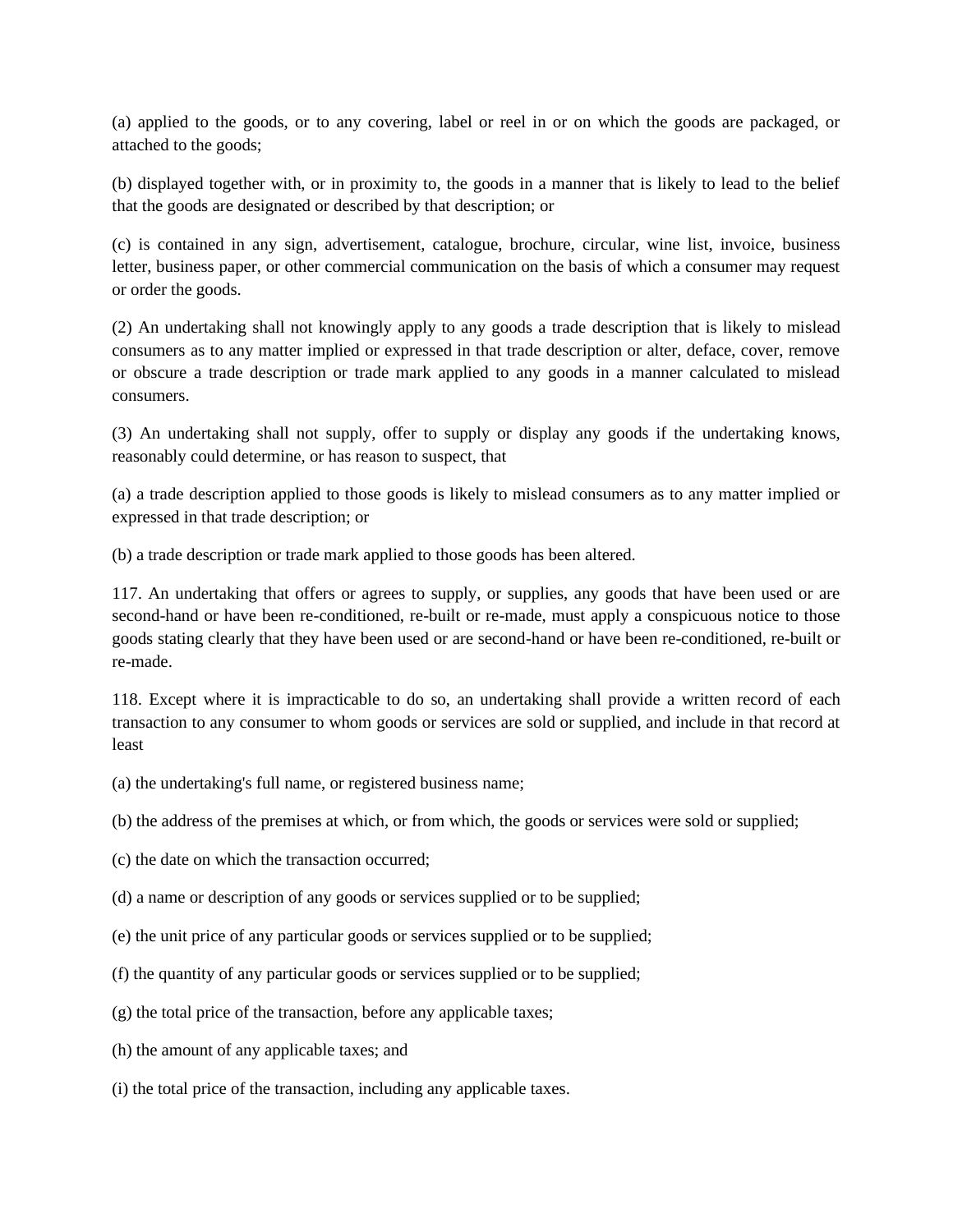(a) applied to the goods, or to any covering, label or reel in or on which the goods are packaged, or attached to the goods;

(b) displayed together with, or in proximity to, the goods in a manner that is likely to lead to the belief that the goods are designated or described by that description; or

(c) is contained in any sign, advertisement, catalogue, brochure, circular, wine list, invoice, business letter, business paper, or other commercial communication on the basis of which a consumer may request or order the goods.

(2) An undertaking shall not knowingly apply to any goods a trade description that is likely to mislead consumers as to any matter implied or expressed in that trade description or alter, deface, cover, remove or obscure a trade description or trade mark applied to any goods in a manner calculated to mislead consumers.

(3) An undertaking shall not supply, offer to supply or display any goods if the undertaking knows, reasonably could determine, or has reason to suspect, that

(a) a trade description applied to those goods is likely to mislead consumers as to any matter implied or expressed in that trade description; or

(b) a trade description or trade mark applied to those goods has been altered.

117. An undertaking that offers or agrees to supply, or supplies, any goods that have been used or are second-hand or have been re-conditioned, re-built or re-made, must apply a conspicuous notice to those goods stating clearly that they have been used or are second-hand or have been re-conditioned, re-built or re-made.

118. Except where it is impracticable to do so, an undertaking shall provide a written record of each transaction to any consumer to whom goods or services are sold or supplied, and include in that record at least

(a) the undertaking's full name, or registered business name;

(b) the address of the premises at which, or from which, the goods or services were sold or supplied;

(c) the date on which the transaction occurred;

(d) a name or description of any goods or services supplied or to be supplied;

(e) the unit price of any particular goods or services supplied or to be supplied;

(f) the quantity of any particular goods or services supplied or to be supplied;

(g) the total price of the transaction, before any applicable taxes;

(h) the amount of any applicable taxes; and

(i) the total price of the transaction, including any applicable taxes.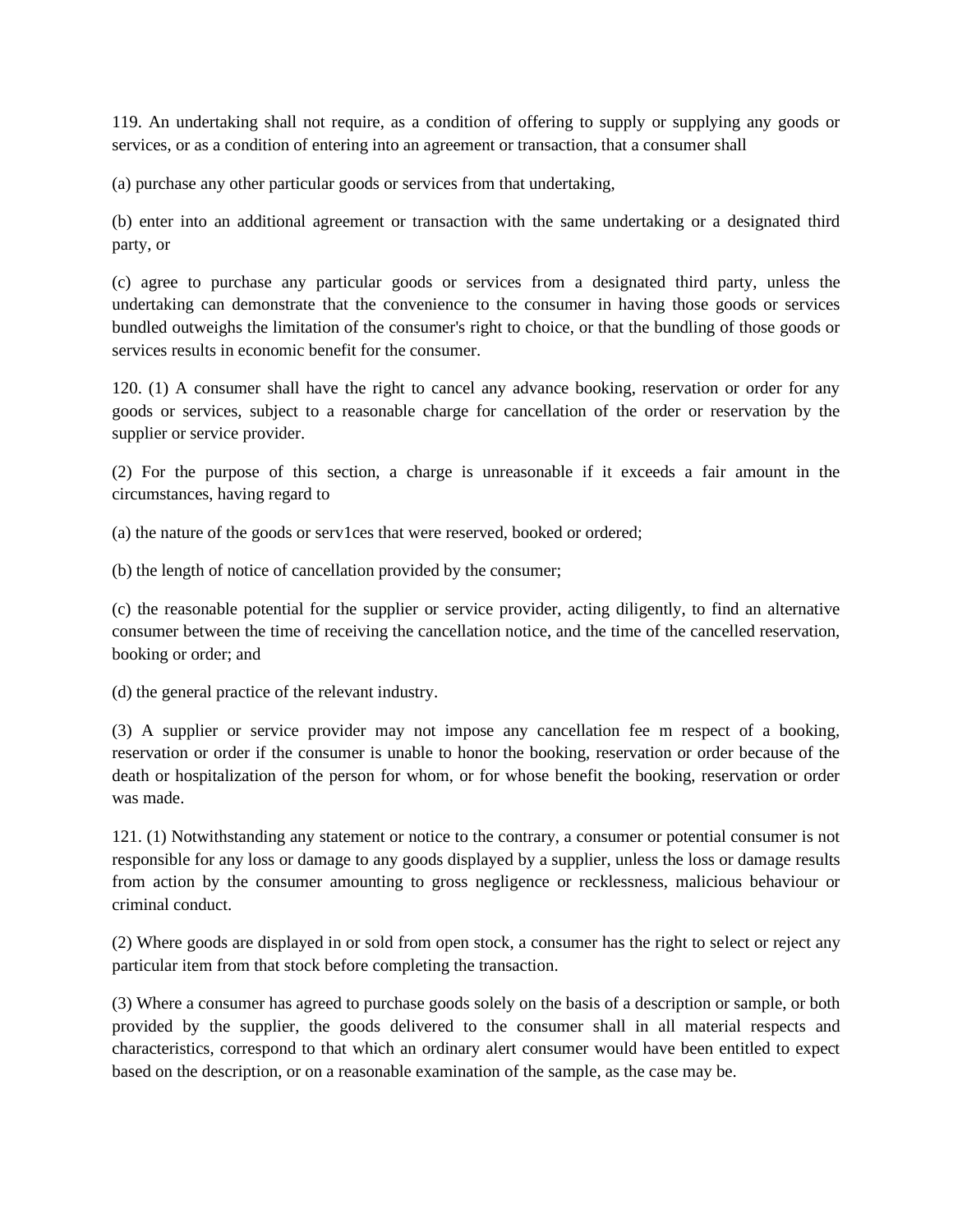119. An undertaking shall not require, as a condition of offering to supply or supplying any goods or services, or as a condition of entering into an agreement or transaction, that a consumer shall

(a) purchase any other particular goods or services from that undertaking,

(b) enter into an additional agreement or transaction with the same undertaking or a designated third party, or

(c) agree to purchase any particular goods or services from a designated third party, unless the undertaking can demonstrate that the convenience to the consumer in having those goods or services bundled outweighs the limitation of the consumer's right to choice, or that the bundling of those goods or services results in economic benefit for the consumer.

120. (1) A consumer shall have the right to cancel any advance booking, reservation or order for any goods or services, subject to a reasonable charge for cancellation of the order or reservation by the supplier or service provider.

(2) For the purpose of this section, a charge is unreasonable if it exceeds a fair amount in the circumstances, having regard to

(a) the nature of the goods or serv1ces that were reserved, booked or ordered;

(b) the length of notice of cancellation provided by the consumer;

(c) the reasonable potential for the supplier or service provider, acting diligently, to find an alternative consumer between the time of receiving the cancellation notice, and the time of the cancelled reservation, booking or order; and

(d) the general practice of the relevant industry.

(3) A supplier or service provider may not impose any cancellation fee m respect of a booking, reservation or order if the consumer is unable to honor the booking, reservation or order because of the death or hospitalization of the person for whom, or for whose benefit the booking, reservation or order was made.

121. (1) Notwithstanding any statement or notice to the contrary, a consumer or potential consumer is not responsible for any loss or damage to any goods displayed by a supplier, unless the loss or damage results from action by the consumer amounting to gross negligence or recklessness, malicious behaviour or criminal conduct.

(2) Where goods are displayed in or sold from open stock, a consumer has the right to select or reject any particular item from that stock before completing the transaction.

(3) Where a consumer has agreed to purchase goods solely on the basis of a description or sample, or both provided by the supplier, the goods delivered to the consumer shall in all material respects and characteristics, correspond to that which an ordinary alert consumer would have been entitled to expect based on the description, or on a reasonable examination of the sample, as the case may be.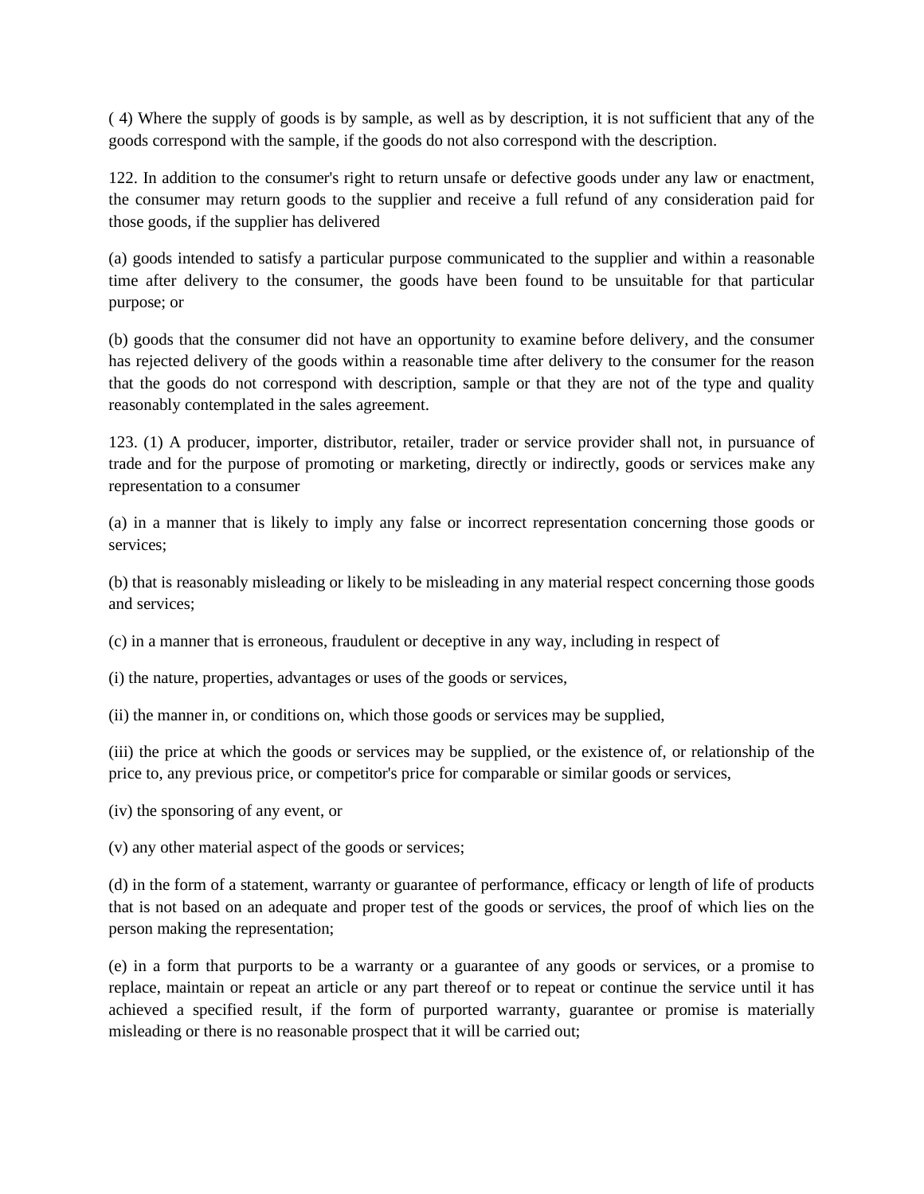( 4) Where the supply of goods is by sample, as well as by description, it is not sufficient that any of the goods correspond with the sample, if the goods do not also correspond with the description.

122. In addition to the consumer's right to return unsafe or defective goods under any law or enactment, the consumer may return goods to the supplier and receive a full refund of any consideration paid for those goods, if the supplier has delivered

(a) goods intended to satisfy a particular purpose communicated to the supplier and within a reasonable time after delivery to the consumer, the goods have been found to be unsuitable for that particular purpose; or

(b) goods that the consumer did not have an opportunity to examine before delivery, and the consumer has rejected delivery of the goods within a reasonable time after delivery to the consumer for the reason that the goods do not correspond with description, sample or that they are not of the type and quality reasonably contemplated in the sales agreement.

123. (1) A producer, importer, distributor, retailer, trader or service provider shall not, in pursuance of trade and for the purpose of promoting or marketing, directly or indirectly, goods or services make any representation to a consumer

(a) in a manner that is likely to imply any false or incorrect representation concerning those goods or services;

(b) that is reasonably misleading or likely to be misleading in any material respect concerning those goods and services;

(c) in a manner that is erroneous, fraudulent or deceptive in any way, including in respect of

(i) the nature, properties, advantages or uses of the goods or services,

(ii) the manner in, or conditions on, which those goods or services may be supplied,

(iii) the price at which the goods or services may be supplied, or the existence of, or relationship of the price to, any previous price, or competitor's price for comparable or similar goods or services,

(iv) the sponsoring of any event, or

(v) any other material aspect of the goods or services;

(d) in the form of a statement, warranty or guarantee of performance, efficacy or length of life of products that is not based on an adequate and proper test of the goods or services, the proof of which lies on the person making the representation;

(e) in a form that purports to be a warranty or a guarantee of any goods or services, or a promise to replace, maintain or repeat an article or any part thereof or to repeat or continue the service until it has achieved a specified result, if the form of purported warranty, guarantee or promise is materially misleading or there is no reasonable prospect that it will be carried out;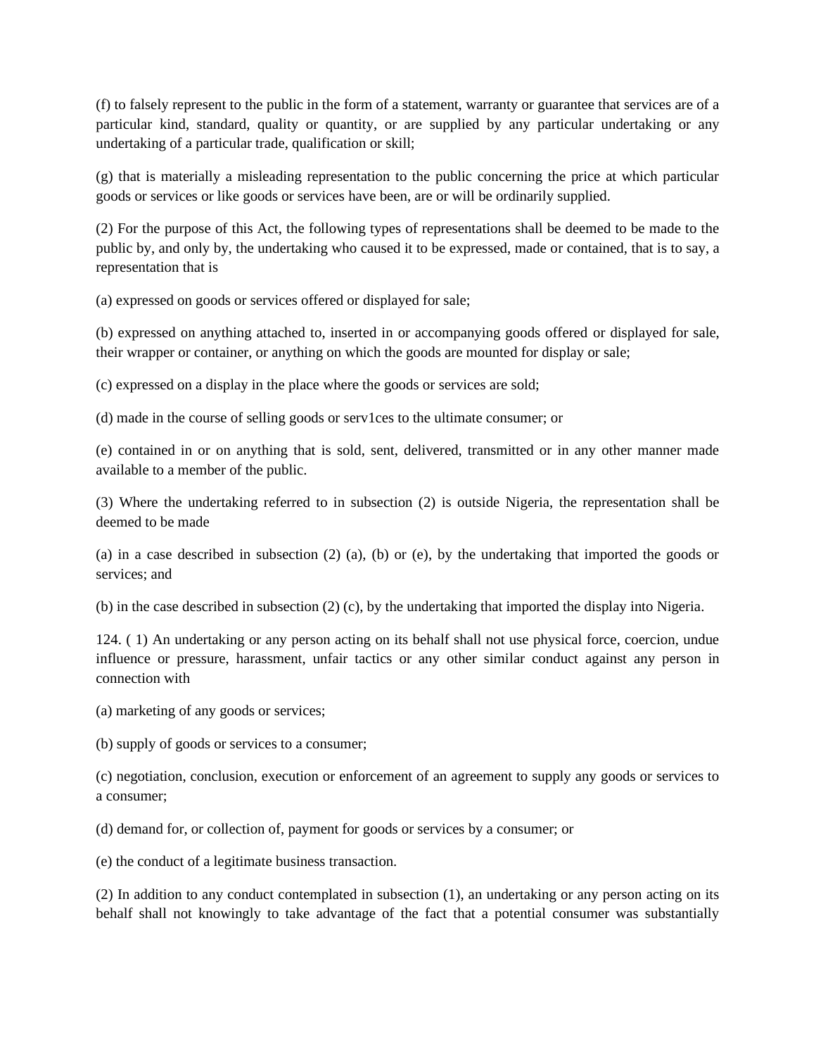(f) to falsely represent to the public in the form of a statement, warranty or guarantee that services are of a particular kind, standard, quality or quantity, or are supplied by any particular undertaking or any undertaking of a particular trade, qualification or skill;

(g) that is materially a misleading representation to the public concerning the price at which particular goods or services or like goods or services have been, are or will be ordinarily supplied.

(2) For the purpose of this Act, the following types of representations shall be deemed to be made to the public by, and only by, the undertaking who caused it to be expressed, made or contained, that is to say, a representation that is

(a) expressed on goods or services offered or displayed for sale;

(b) expressed on anything attached to, inserted in or accompanying goods offered or displayed for sale, their wrapper or container, or anything on which the goods are mounted for display or sale;

(c) expressed on a display in the place where the goods or services are sold;

(d) made in the course of selling goods or serv1ces to the ultimate consumer; or

(e) contained in or on anything that is sold, sent, delivered, transmitted or in any other manner made available to a member of the public.

(3) Where the undertaking referred to in subsection (2) is outside Nigeria, the representation shall be deemed to be made

(a) in a case described in subsection (2) (a), (b) or (e), by the undertaking that imported the goods or services; and

(b) in the case described in subsection (2) (c), by the undertaking that imported the display into Nigeria.

124. ( 1) An undertaking or any person acting on its behalf shall not use physical force, coercion, undue influence or pressure, harassment, unfair tactics or any other similar conduct against any person in connection with

(a) marketing of any goods or services;

(b) supply of goods or services to a consumer;

(c) negotiation, conclusion, execution or enforcement of an agreement to supply any goods or services to a consumer;

(d) demand for, or collection of, payment for goods or services by a consumer; or

(e) the conduct of a legitimate business transaction.

(2) In addition to any conduct contemplated in subsection (1), an undertaking or any person acting on its behalf shall not knowingly to take advantage of the fact that a potential consumer was substantially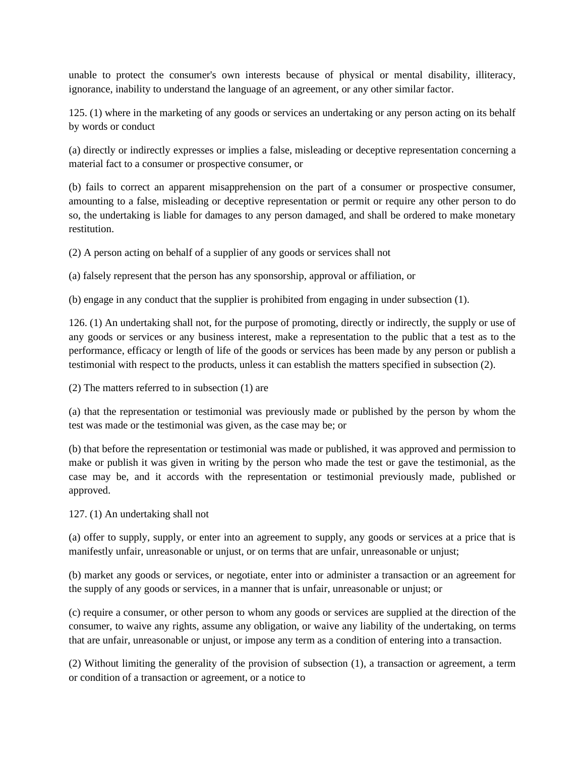unable to protect the consumer's own interests because of physical or mental disability, illiteracy, ignorance, inability to understand the language of an agreement, or any other similar factor.

125. (1) where in the marketing of any goods or services an undertaking or any person acting on its behalf by words or conduct

(a) directly or indirectly expresses or implies a false, misleading or deceptive representation concerning a material fact to a consumer or prospective consumer, or

(b) fails to correct an apparent misapprehension on the part of a consumer or prospective consumer, amounting to a false, misleading or deceptive representation or permit or require any other person to do so, the undertaking is liable for damages to any person damaged, and shall be ordered to make monetary restitution.

(2) A person acting on behalf of a supplier of any goods or services shall not

(a) falsely represent that the person has any sponsorship, approval or affiliation, or

(b) engage in any conduct that the supplier is prohibited from engaging in under subsection (1).

126. (1) An undertaking shall not, for the purpose of promoting, directly or indirectly, the supply or use of any goods or services or any business interest, make a representation to the public that a test as to the performance, efficacy or length of life of the goods or services has been made by any person or publish a testimonial with respect to the products, unless it can establish the matters specified in subsection (2).

(2) The matters referred to in subsection (1) are

(a) that the representation or testimonial was previously made or published by the person by whom the test was made or the testimonial was given, as the case may be; or

(b) that before the representation or testimonial was made or published, it was approved and permission to make or publish it was given in writing by the person who made the test or gave the testimonial, as the case may be, and it accords with the representation or testimonial previously made, published or approved.

127. (1) An undertaking shall not

(a) offer to supply, supply, or enter into an agreement to supply, any goods or services at a price that is manifestly unfair, unreasonable or unjust, or on terms that are unfair, unreasonable or unjust;

(b) market any goods or services, or negotiate, enter into or administer a transaction or an agreement for the supply of any goods or services, in a manner that is unfair, unreasonable or unjust; or

(c) require a consumer, or other person to whom any goods or services are supplied at the direction of the consumer, to waive any rights, assume any obligation, or waive any liability of the undertaking, on terms that are unfair, unreasonable or unjust, or impose any term as a condition of entering into a transaction.

(2) Without limiting the generality of the provision of subsection (1), a transaction or agreement, a term or condition of a transaction or agreement, or a notice to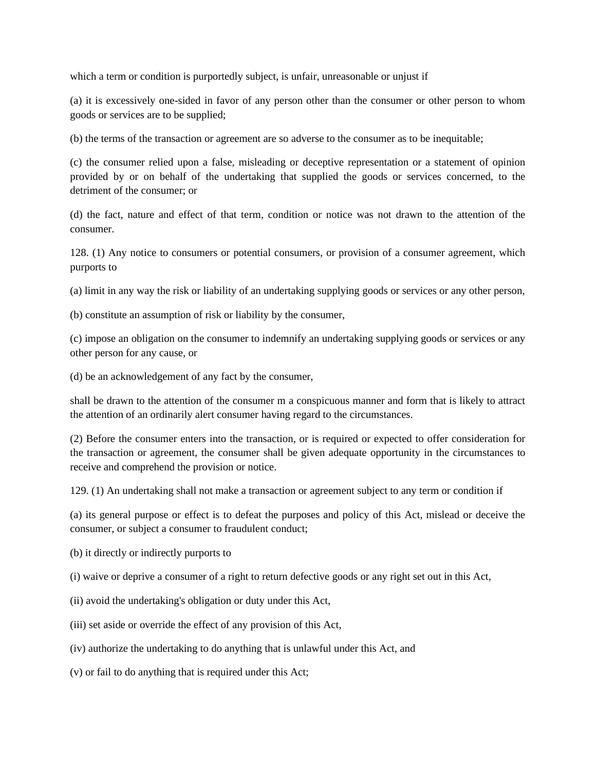which a term or condition is purportedly subject, is unfair, unreasonable or unjust if

(a) it is excessively one-sided in favor of any person other than the consumer or other person to whom goods or services are to be supplied;

(b) the terms of the transaction or agreement are so adverse to the consumer as to be inequitable;

(c) the consumer relied upon a false, misleading or deceptive representation or a statement of opinion provided by or on behalf of the undertaking that supplied the goods or services concerned, to the detriment of the consumer; or

(d) the fact, nature and effect of that term, condition or notice was not drawn to the attention of the consumer.

128. (1) Any notice to consumers or potential consumers, or provision of a consumer agreement, which purports to

(a) limit in any way the risk or liability of an undertaking supplying goods or services or any other person,

(b) constitute an assumption of risk or liability by the consumer,

(c) impose an obligation on the consumer to indemnify an undertaking supplying goods or services or any other person for any cause, or

(d) be an acknowledgement of any fact by the consumer,

shall be drawn to the attention of the consumer m a conspicuous manner and form that is likely to attract the attention of an ordinarily alert consumer having regard to the circumstances.

(2) Before the consumer enters into the transaction, or is required or expected to offer consideration for the transaction or agreement, the consumer shall be given adequate opportunity in the circumstances to receive and comprehend the provision or notice.

129. (1) An undertaking shall not make a transaction or agreement subject to any term or condition if

(a) its general purpose or effect is to defeat the purposes and policy of this Act, mislead or deceive the consumer, or subject a consumer to fraudulent conduct;

(b) it directly or indirectly purports to

(i) waive or deprive a consumer of a right to return defective goods or any right set out in this Act,

(ii) avoid the undertaking's obligation or duty under this Act,

(iii) set aside or override the effect of any provision of this Act,

(iv) authorize the undertaking to do anything that is unlawful under this Act, and

(v) or fail to do anything that is required under this Act;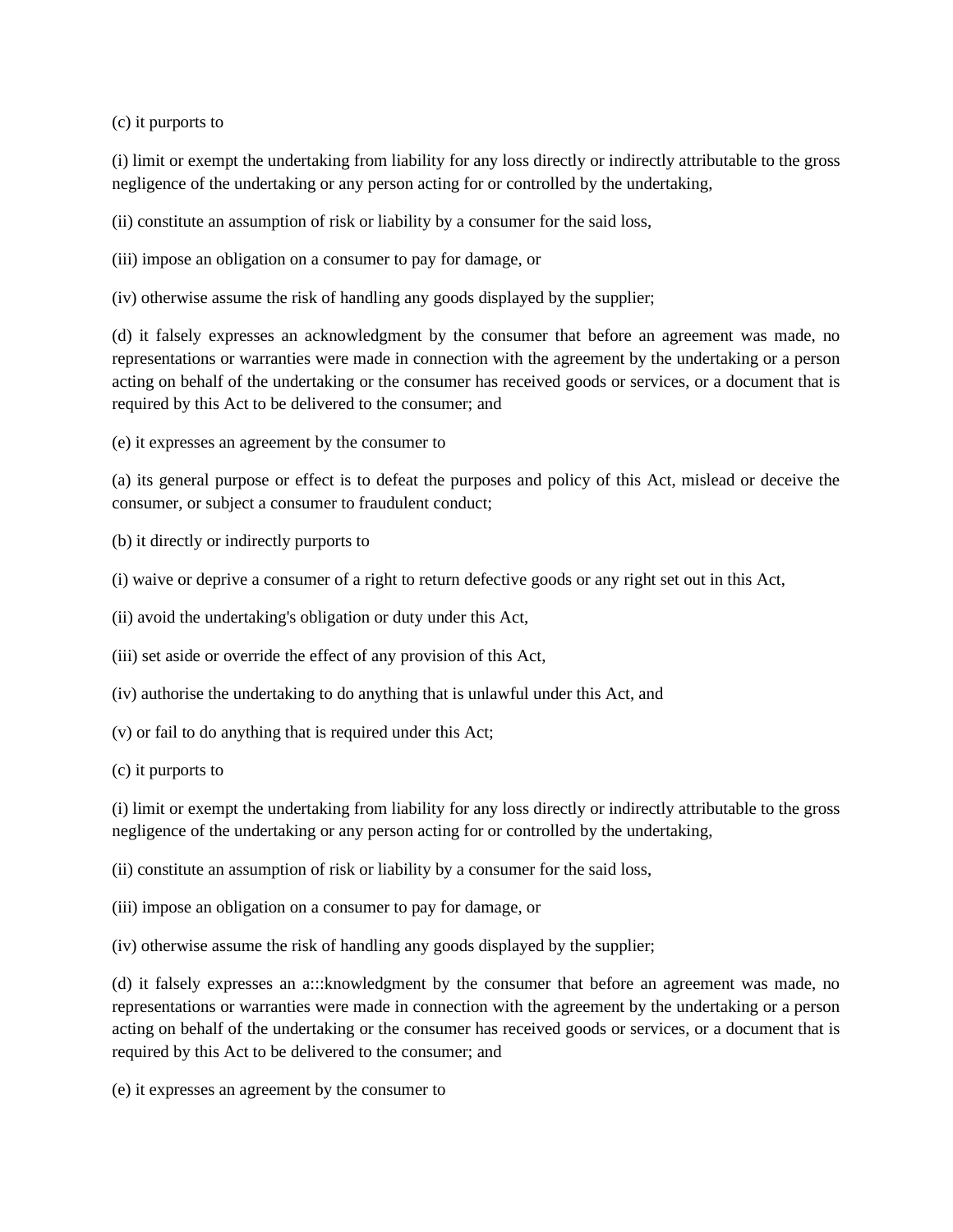(c) it purports to

(i) limit or exempt the undertaking from liability for any loss directly or indirectly attributable to the gross negligence of the undertaking or any person acting for or controlled by the undertaking,

(ii) constitute an assumption of risk or liability by a consumer for the said loss,

(iii) impose an obligation on a consumer to pay for damage, or

(iv) otherwise assume the risk of handling any goods displayed by the supplier;

(d) it falsely expresses an acknowledgment by the consumer that before an agreement was made, no representations or warranties were made in connection with the agreement by the undertaking or a person acting on behalf of the undertaking or the consumer has received goods or services, or a document that is required by this Act to be delivered to the consumer; and

(e) it expresses an agreement by the consumer to

(a) its general purpose or effect is to defeat the purposes and policy of this Act, mislead or deceive the consumer, or subject a consumer to fraudulent conduct;

(b) it directly or indirectly purports to

(i) waive or deprive a consumer of a right to return defective goods or any right set out in this Act,

(ii) avoid the undertaking's obligation or duty under this Act,

(iii) set aside or override the effect of any provision of this Act,

(iv) authorise the undertaking to do anything that is unlawful under this Act, and

(v) or fail to do anything that is required under this Act;

(c) it purports to

(i) limit or exempt the undertaking from liability for any loss directly or indirectly attributable to the gross negligence of the undertaking or any person acting for or controlled by the undertaking,

(ii) constitute an assumption of risk or liability by a consumer for the said loss,

(iii) impose an obligation on a consumer to pay for damage, or

(iv) otherwise assume the risk of handling any goods displayed by the supplier;

(d) it falsely expresses an a:::knowledgment by the consumer that before an agreement was made, no representations or warranties were made in connection with the agreement by the undertaking or a person acting on behalf of the undertaking or the consumer has received goods or services, or a document that is required by this Act to be delivered to the consumer; and

(e) it expresses an agreement by the consumer to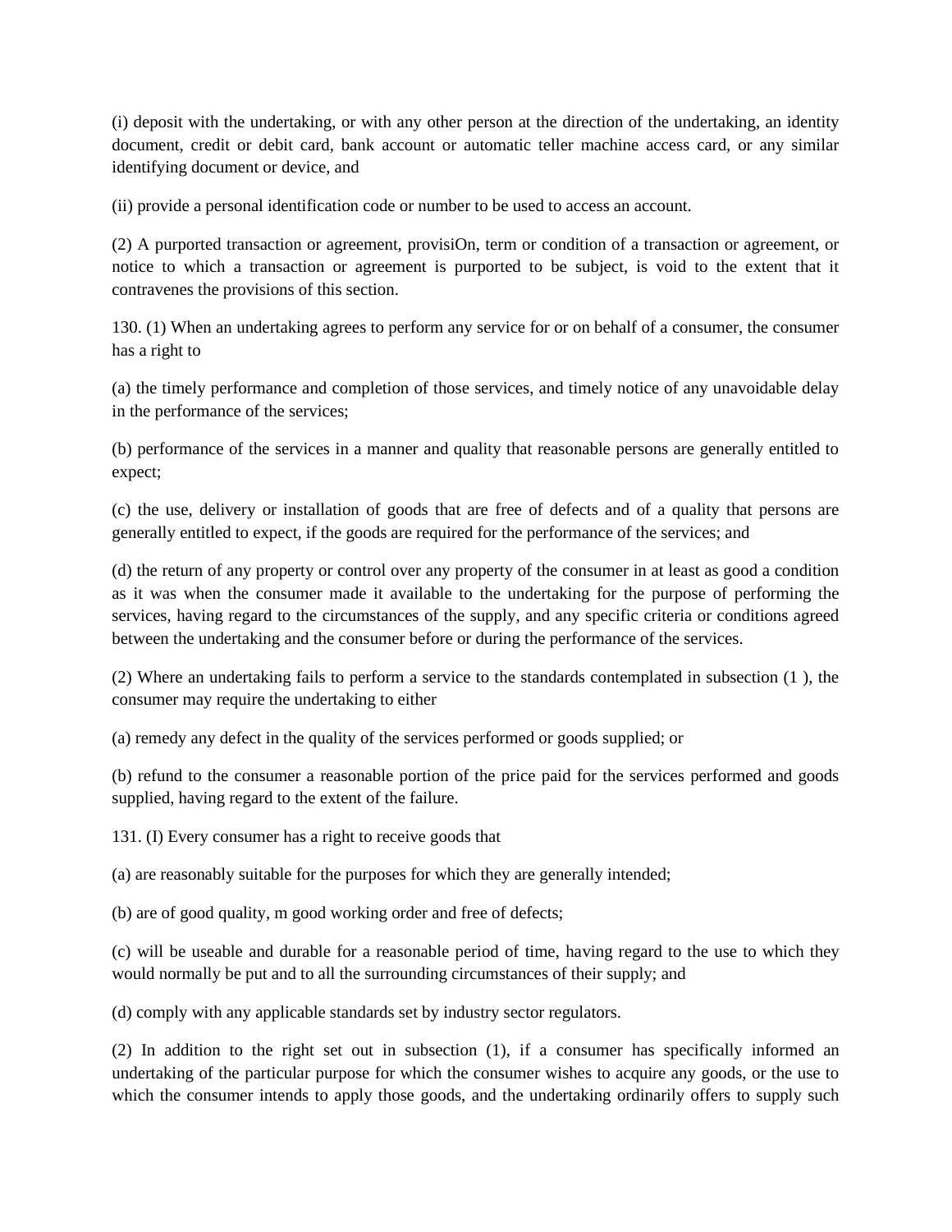(i) deposit with the undertaking, or with any other person at the direction of the undertaking, an identity document, credit or debit card, bank account or automatic teller machine access card, or any similar identifying document or device, and

(ii) provide a personal identification code or number to be used to access an account.

(2) A purported transaction or agreement, provisiOn, term or condition of a transaction or agreement, or notice to which a transaction or agreement is purported to be subject, is void to the extent that it contravenes the provisions of this section.

130. (1) When an undertaking agrees to perform any service for or on behalf of a consumer, the consumer has a right to

(a) the timely performance and completion of those services, and timely notice of any unavoidable delay in the performance of the services;

(b) performance of the services in a manner and quality that reasonable persons are generally entitled to expect;

(c) the use, delivery or installation of goods that are free of defects and of a quality that persons are generally entitled to expect, if the goods are required for the performance of the services; and

(d) the return of any property or control over any property of the consumer in at least as good a condition as it was when the consumer made it available to the undertaking for the purpose of performing the services, having regard to the circumstances of the supply, and any specific criteria or conditions agreed between the undertaking and the consumer before or during the performance of the services.

(2) Where an undertaking fails to perform a service to the standards contemplated in subsection (1 ), the consumer may require the undertaking to either

(a) remedy any defect in the quality of the services performed or goods supplied; or

(b) refund to the consumer a reasonable portion of the price paid for the services performed and goods supplied, having regard to the extent of the failure.

131. (I) Every consumer has a right to receive goods that

(a) are reasonably suitable for the purposes for which they are generally intended;

(b) are of good quality, m good working order and free of defects;

(c) will be useable and durable for a reasonable period of time, having regard to the use to which they would normally be put and to all the surrounding circumstances of their supply; and

(d) comply with any applicable standards set by industry sector regulators.

(2) In addition to the right set out in subsection (1), if a consumer has specifically informed an undertaking of the particular purpose for which the consumer wishes to acquire any goods, or the use to which the consumer intends to apply those goods, and the undertaking ordinarily offers to supply such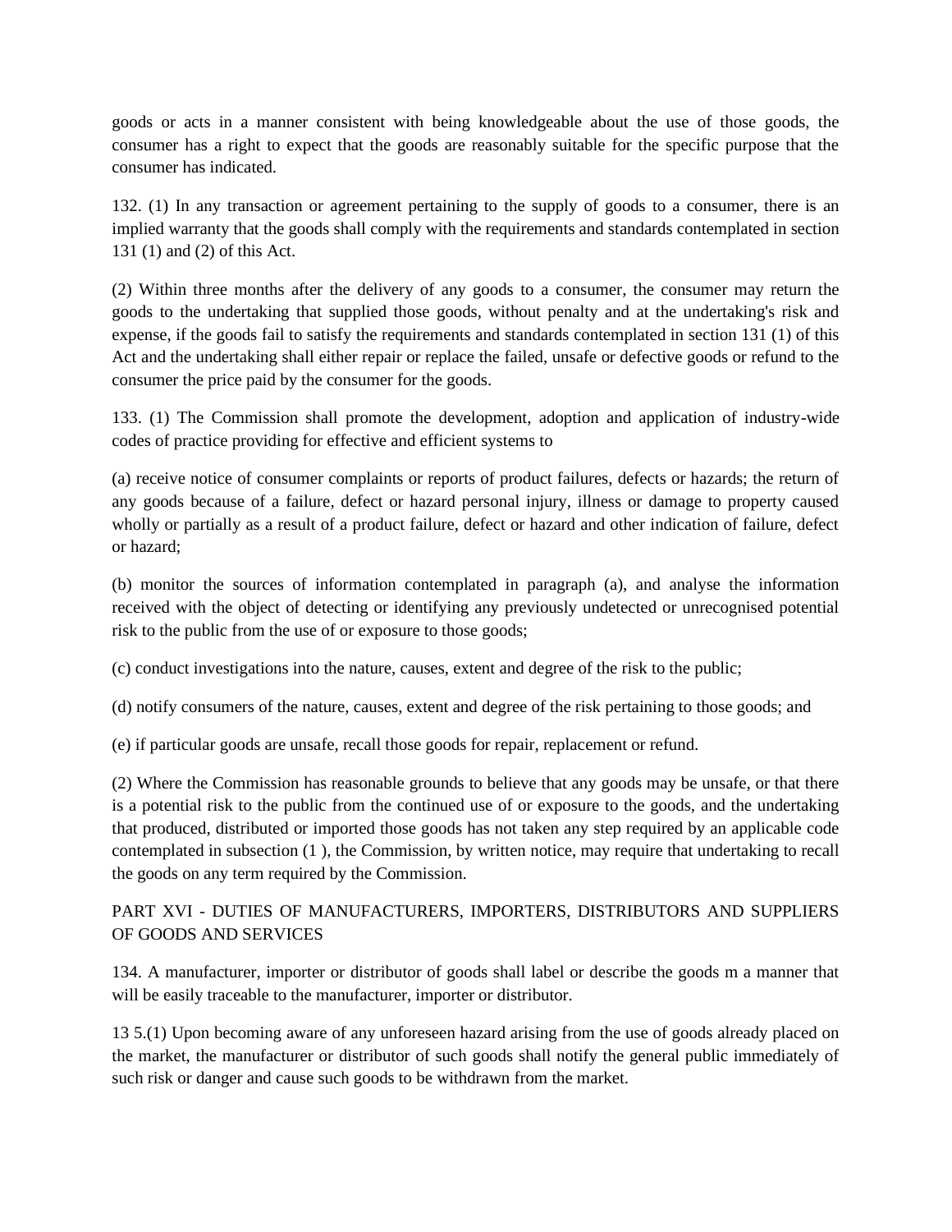goods or acts in a manner consistent with being knowledgeable about the use of those goods, the consumer has a right to expect that the goods are reasonably suitable for the specific purpose that the consumer has indicated.

132. (1) In any transaction or agreement pertaining to the supply of goods to a consumer, there is an implied warranty that the goods shall comply with the requirements and standards contemplated in section 131 (1) and (2) of this Act.

(2) Within three months after the delivery of any goods to a consumer, the consumer may return the goods to the undertaking that supplied those goods, without penalty and at the undertaking's risk and expense, if the goods fail to satisfy the requirements and standards contemplated in section 131 (1) of this Act and the undertaking shall either repair or replace the failed, unsafe or defective goods or refund to the consumer the price paid by the consumer for the goods.

133. (1) The Commission shall promote the development, adoption and application of industry-wide codes of practice providing for effective and efficient systems to

(a) receive notice of consumer complaints or reports of product failures, defects or hazards; the return of any goods because of a failure, defect or hazard personal injury, illness or damage to property caused wholly or partially as a result of a product failure, defect or hazard and other indication of failure, defect or hazard;

(b) monitor the sources of information contemplated in paragraph (a), and analyse the information received with the object of detecting or identifying any previously undetected or unrecognised potential risk to the public from the use of or exposure to those goods;

(c) conduct investigations into the nature, causes, extent and degree of the risk to the public;

(d) notify consumers of the nature, causes, extent and degree of the risk pertaining to those goods; and

(e) if particular goods are unsafe, recall those goods for repair, replacement or refund.

(2) Where the Commission has reasonable grounds to believe that any goods may be unsafe, or that there is a potential risk to the public from the continued use of or exposure to the goods, and the undertaking that produced, distributed or imported those goods has not taken any step required by an applicable code contemplated in subsection (1 ), the Commission, by written notice, may require that undertaking to recall the goods on any term required by the Commission.

## PART XVI - DUTIES OF MANUFACTURERS, IMPORTERS, DISTRIBUTORS AND SUPPLIERS OF GOODS AND SERVICES

134. A manufacturer, importer or distributor of goods shall label or describe the goods m a manner that will be easily traceable to the manufacturer, importer or distributor.

13 5.(1) Upon becoming aware of any unforeseen hazard arising from the use of goods already placed on the market, the manufacturer or distributor of such goods shall notify the general public immediately of such risk or danger and cause such goods to be withdrawn from the market.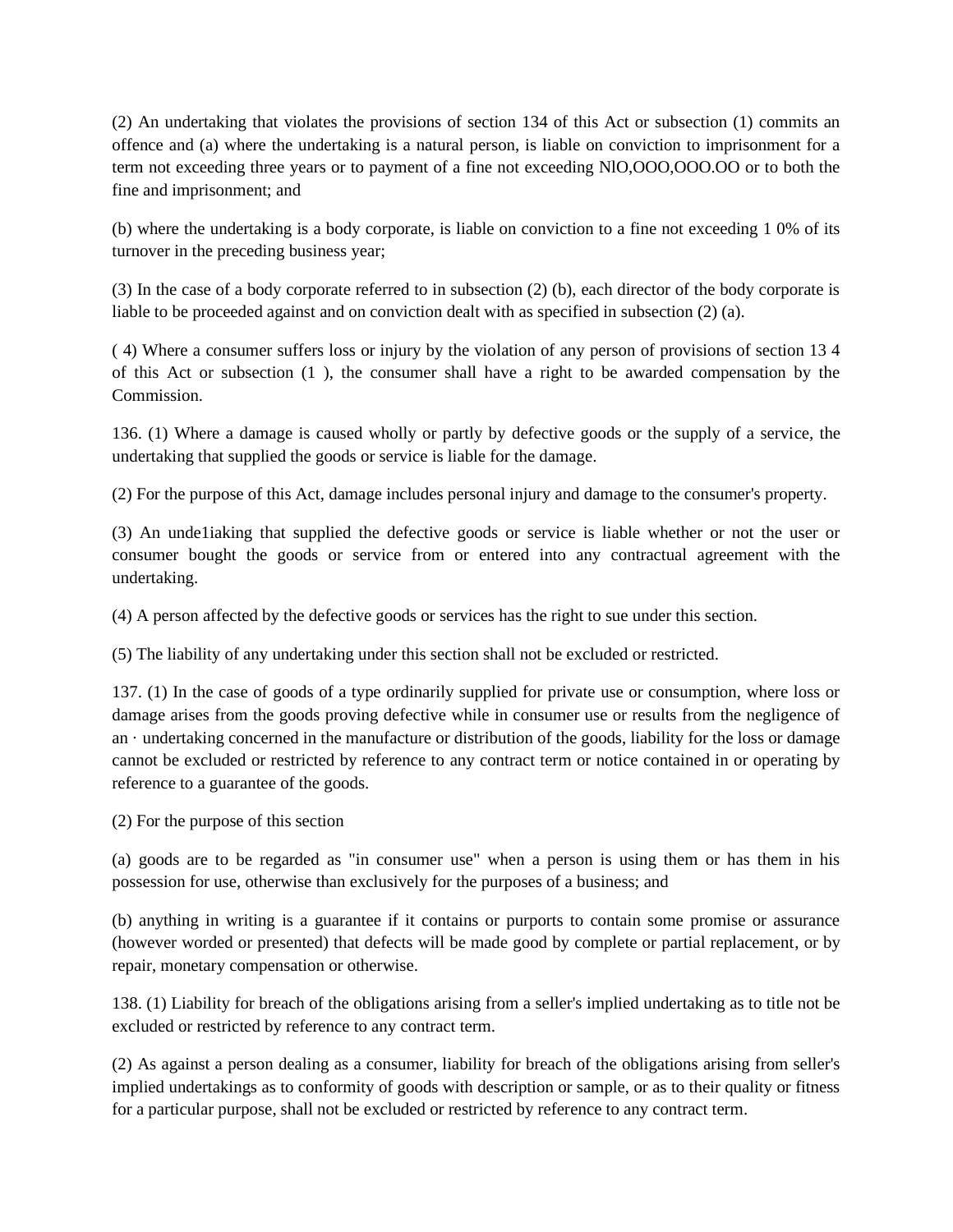(2) An undertaking that violates the provisions of section 134 of this Act or subsection (1) commits an offence and (a) where the undertaking is a natural person, is liable on conviction to imprisonment for a term not exceeding three years or to payment of a fine not exceeding NlO,OOO,OOO.OO or to both the fine and imprisonment; and

(b) where the undertaking is a body corporate, is liable on conviction to a fine not exceeding 1 0% of its turnover in the preceding business year;

(3) In the case of a body corporate referred to in subsection (2) (b), each director of the body corporate is liable to be proceeded against and on conviction dealt with as specified in subsection (2) (a).

( 4) Where a consumer suffers loss or injury by the violation of any person of provisions of section 13 4 of this Act or subsection (1 ), the consumer shall have a right to be awarded compensation by the Commission.

136. (1) Where a damage is caused wholly or partly by defective goods or the supply of a service, the undertaking that supplied the goods or service is liable for the damage.

(2) For the purpose of this Act, damage includes personal injury and damage to the consumer's property.

(3) An unde1iaking that supplied the defective goods or service is liable whether or not the user or consumer bought the goods or service from or entered into any contractual agreement with the undertaking.

(4) A person affected by the defective goods or services has the right to sue under this section.

(5) The liability of any undertaking under this section shall not be excluded or restricted.

137. (1) In the case of goods of a type ordinarily supplied for private use or consumption, where loss or damage arises from the goods proving defective while in consumer use or results from the negligence of an · undertaking concerned in the manufacture or distribution of the goods, liability for the loss or damage cannot be excluded or restricted by reference to any contract term or notice contained in or operating by reference to a guarantee of the goods.

(2) For the purpose of this section

(a) goods are to be regarded as "in consumer use" when a person is using them or has them in his possession for use, otherwise than exclusively for the purposes of a business; and

(b) anything in writing is a guarantee if it contains or purports to contain some promise or assurance (however worded or presented) that defects will be made good by complete or partial replacement, or by repair, monetary compensation or otherwise.

138. (1) Liability for breach of the obligations arising from a seller's implied undertaking as to title not be excluded or restricted by reference to any contract term.

(2) As against a person dealing as a consumer, liability for breach of the obligations arising from seller's implied undertakings as to conformity of goods with description or sample, or as to their quality or fitness for a particular purpose, shall not be excluded or restricted by reference to any contract term.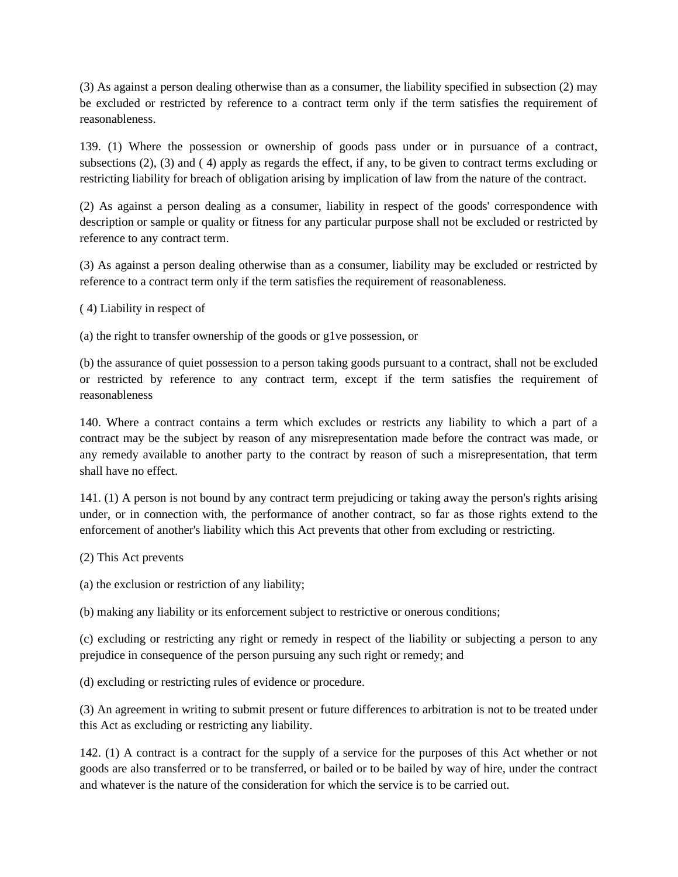(3) As against a person dealing otherwise than as a consumer, the liability specified in subsection (2) may be excluded or restricted by reference to a contract term only if the term satisfies the requirement of reasonableness.

139. (1) Where the possession or ownership of goods pass under or in pursuance of a contract, subsections (2), (3) and ( 4) apply as regards the effect, if any, to be given to contract terms excluding or restricting liability for breach of obligation arising by implication of law from the nature of the contract.

(2) As against a person dealing as a consumer, liability in respect of the goods' correspondence with description or sample or quality or fitness for any particular purpose shall not be excluded or restricted by reference to any contract term.

(3) As against a person dealing otherwise than as a consumer, liability may be excluded or restricted by reference to a contract term only if the term satisfies the requirement of reasonableness.

( 4) Liability in respect of

(a) the right to transfer ownership of the goods or g1ve possession, or

(b) the assurance of quiet possession to a person taking goods pursuant to a contract, shall not be excluded or restricted by reference to any contract term, except if the term satisfies the requirement of reasonableness

140. Where a contract contains a term which excludes or restricts any liability to which a part of a contract may be the subject by reason of any misrepresentation made before the contract was made, or any remedy available to another party to the contract by reason of such a misrepresentation, that term shall have no effect.

141. (1) A person is not bound by any contract term prejudicing or taking away the person's rights arising under, or in connection with, the performance of another contract, so far as those rights extend to the enforcement of another's liability which this Act prevents that other from excluding or restricting.

(2) This Act prevents

(a) the exclusion or restriction of any liability;

(b) making any liability or its enforcement subject to restrictive or onerous conditions;

(c) excluding or restricting any right or remedy in respect of the liability or subjecting a person to any prejudice in consequence of the person pursuing any such right or remedy; and

(d) excluding or restricting rules of evidence or procedure.

(3) An agreement in writing to submit present or future differences to arbitration is not to be treated under this Act as excluding or restricting any liability.

142. (1) A contract is a contract for the supply of a service for the purposes of this Act whether or not goods are also transferred or to be transferred, or bailed or to be bailed by way of hire, under the contract and whatever is the nature of the consideration for which the service is to be carried out.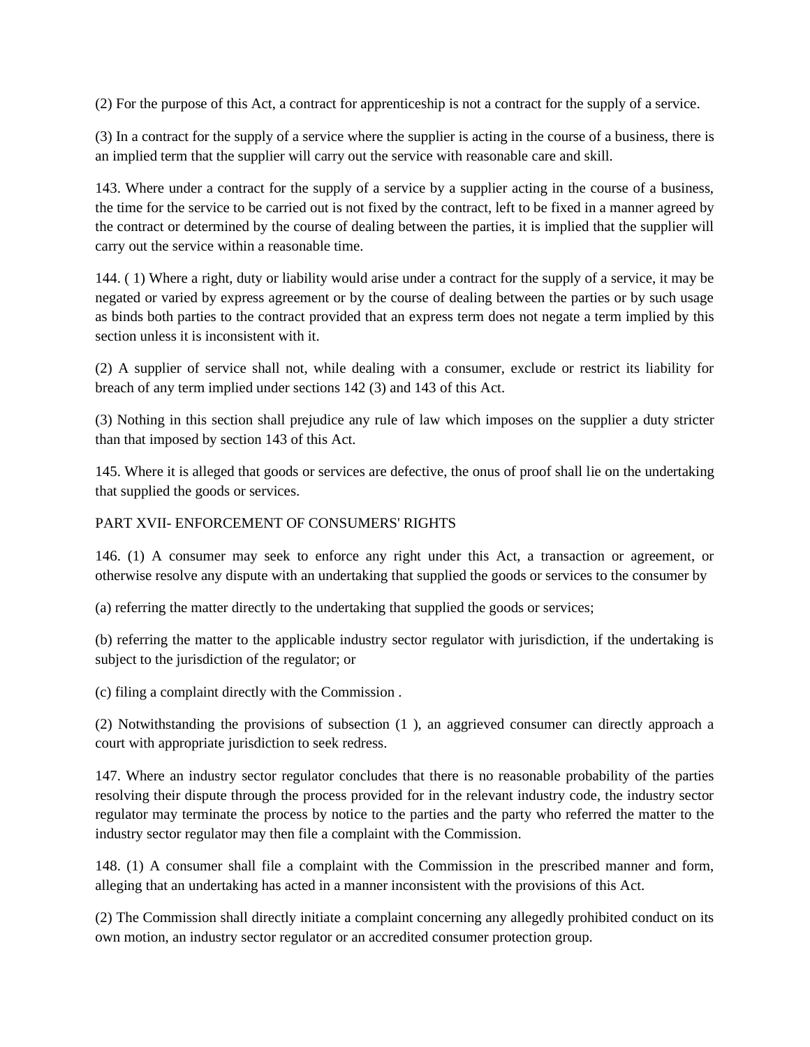(2) For the purpose of this Act, a contract for apprenticeship is not a contract for the supply of a service.

(3) In a contract for the supply of a service where the supplier is acting in the course of a business, there is an implied term that the supplier will carry out the service with reasonable care and skill.

143. Where under a contract for the supply of a service by a supplier acting in the course of a business, the time for the service to be carried out is not fixed by the contract, left to be fixed in a manner agreed by the contract or determined by the course of dealing between the parties, it is implied that the supplier will carry out the service within a reasonable time.

144. ( 1) Where a right, duty or liability would arise under a contract for the supply of a service, it may be negated or varied by express agreement or by the course of dealing between the parties or by such usage as binds both parties to the contract provided that an express term does not negate a term implied by this section unless it is inconsistent with it.

(2) A supplier of service shall not, while dealing with a consumer, exclude or restrict its liability for breach of any term implied under sections 142 (3) and 143 of this Act.

(3) Nothing in this section shall prejudice any rule of law which imposes on the supplier a duty stricter than that imposed by section 143 of this Act.

145. Where it is alleged that goods or services are defective, the onus of proof shall lie on the undertaking that supplied the goods or services.

PART XVII- ENFORCEMENT OF CONSUMERS' RIGHTS

146. (1) A consumer may seek to enforce any right under this Act, a transaction or agreement, or otherwise resolve any dispute with an undertaking that supplied the goods or services to the consumer by

(a) referring the matter directly to the undertaking that supplied the goods or services;

(b) referring the matter to the applicable industry sector regulator with jurisdiction, if the undertaking is subject to the jurisdiction of the regulator; or

(c) filing a complaint directly with the Commission .

(2) Notwithstanding the provisions of subsection (1 ), an aggrieved consumer can directly approach a court with appropriate jurisdiction to seek redress.

147. Where an industry sector regulator concludes that there is no reasonable probability of the parties resolving their dispute through the process provided for in the relevant industry code, the industry sector regulator may terminate the process by notice to the parties and the party who referred the matter to the industry sector regulator may then file a complaint with the Commission.

148. (1) A consumer shall file a complaint with the Commission in the prescribed manner and form, alleging that an undertaking has acted in a manner inconsistent with the provisions of this Act.

(2) The Commission shall directly initiate a complaint concerning any allegedly prohibited conduct on its own motion, an industry sector regulator or an accredited consumer protection group.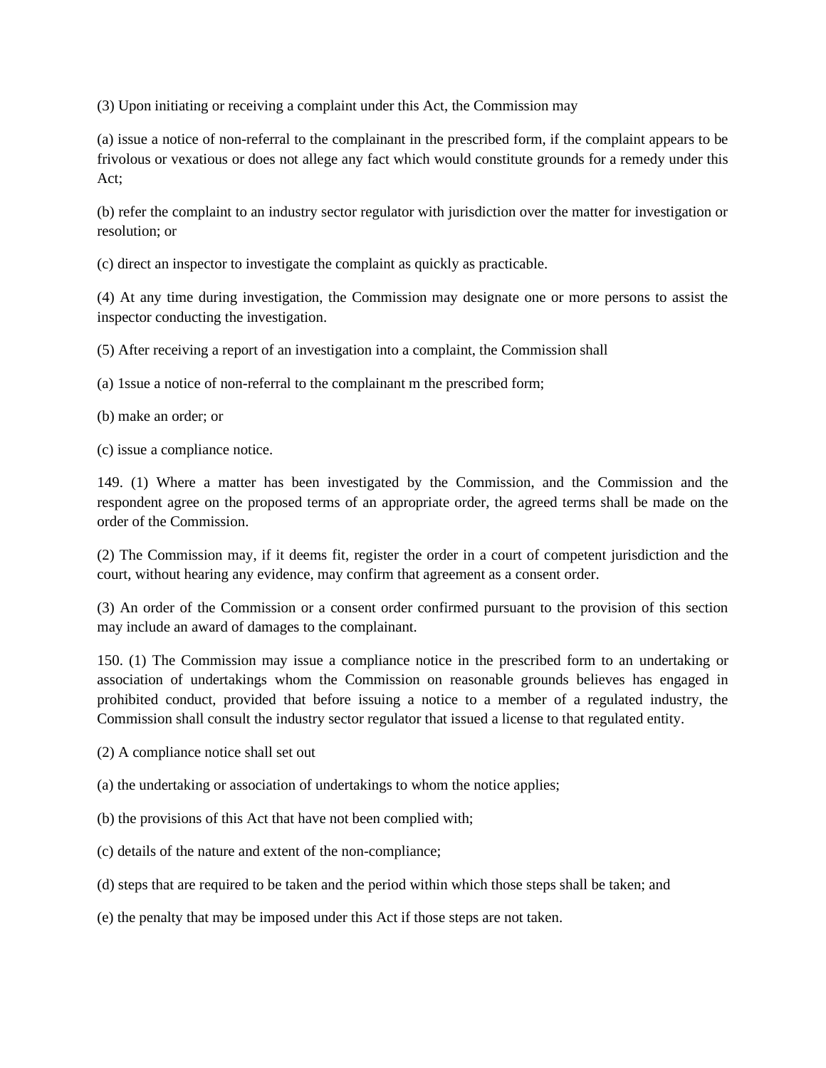(3) Upon initiating or receiving a complaint under this Act, the Commission may

(a) issue a notice of non-referral to the complainant in the prescribed form, if the complaint appears to be frivolous or vexatious or does not allege any fact which would constitute grounds for a remedy under this Act;

(b) refer the complaint to an industry sector regulator with jurisdiction over the matter for investigation or resolution; or

(c) direct an inspector to investigate the complaint as quickly as practicable.

(4) At any time during investigation, the Commission may designate one or more persons to assist the inspector conducting the investigation.

(5) After receiving a report of an investigation into a complaint, the Commission shall

(a) 1ssue a notice of non-referral to the complainant m the prescribed form;

(b) make an order; or

(c) issue a compliance notice.

149. (1) Where a matter has been investigated by the Commission, and the Commission and the respondent agree on the proposed terms of an appropriate order, the agreed terms shall be made on the order of the Commission.

(2) The Commission may, if it deems fit, register the order in a court of competent jurisdiction and the court, without hearing any evidence, may confirm that agreement as a consent order.

(3) An order of the Commission or a consent order confirmed pursuant to the provision of this section may include an award of damages to the complainant.

150. (1) The Commission may issue a compliance notice in the prescribed form to an undertaking or association of undertakings whom the Commission on reasonable grounds believes has engaged in prohibited conduct, provided that before issuing a notice to a member of a regulated industry, the Commission shall consult the industry sector regulator that issued a license to that regulated entity.

(2) A compliance notice shall set out

(a) the undertaking or association of undertakings to whom the notice applies;

(b) the provisions of this Act that have not been complied with;

(c) details of the nature and extent of the non-compliance;

(d) steps that are required to be taken and the period within which those steps shall be taken; and

(e) the penalty that may be imposed under this Act if those steps are not taken.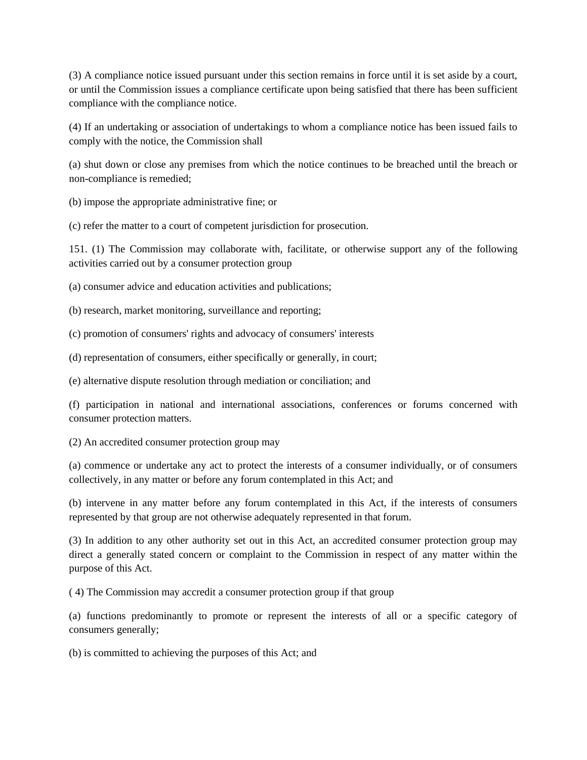(3) A compliance notice issued pursuant under this section remains in force until it is set aside by a court, or until the Commission issues a compliance certificate upon being satisfied that there has been sufficient compliance with the compliance notice.

(4) If an undertaking or association of undertakings to whom a compliance notice has been issued fails to comply with the notice, the Commission shall

(a) shut down or close any premises from which the notice continues to be breached until the breach or non-compliance is remedied;

(b) impose the appropriate administrative fine; or

(c) refer the matter to a court of competent jurisdiction for prosecution.

151. (1) The Commission may collaborate with, facilitate, or otherwise support any of the following activities carried out by a consumer protection group

(a) consumer advice and education activities and publications;

(b) research, market monitoring, surveillance and reporting;

(c) promotion of consumers' rights and advocacy of consumers' interests

(d) representation of consumers, either specifically or generally, in court;

(e) alternative dispute resolution through mediation or conciliation; and

(f) participation in national and international associations, conferences or forums concerned with consumer protection matters.

(2) An accredited consumer protection group may

(a) commence or undertake any act to protect the interests of a consumer individually, or of consumers collectively, in any matter or before any forum contemplated in this Act; and

(b) intervene in any matter before any forum contemplated in this Act, if the interests of consumers represented by that group are not otherwise adequately represented in that forum.

(3) In addition to any other authority set out in this Act, an accredited consumer protection group may direct a generally stated concern or complaint to the Commission in respect of any matter within the purpose of this Act.

( 4) The Commission may accredit a consumer protection group if that group

(a) functions predominantly to promote or represent the interests of all or a specific category of consumers generally;

(b) is committed to achieving the purposes of this Act; and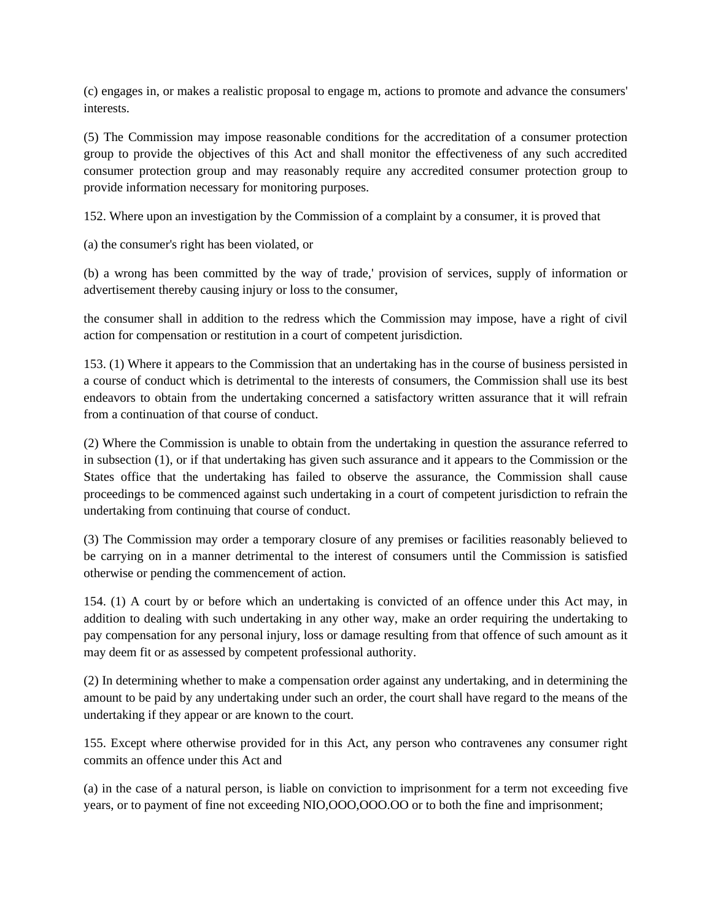(c) engages in, or makes a realistic proposal to engage m, actions to promote and advance the consumers' interests.

(5) The Commission may impose reasonable conditions for the accreditation of a consumer protection group to provide the objectives of this Act and shall monitor the effectiveness of any such accredited consumer protection group and may reasonably require any accredited consumer protection group to provide information necessary for monitoring purposes.

152. Where upon an investigation by the Commission of a complaint by a consumer, it is proved that

(a) the consumer's right has been violated, or

(b) a wrong has been committed by the way of trade,' provision of services, supply of information or advertisement thereby causing injury or loss to the consumer,

the consumer shall in addition to the redress which the Commission may impose, have a right of civil action for compensation or restitution in a court of competent jurisdiction.

153. (1) Where it appears to the Commission that an undertaking has in the course of business persisted in a course of conduct which is detrimental to the interests of consumers, the Commission shall use its best endeavors to obtain from the undertaking concerned a satisfactory written assurance that it will refrain from a continuation of that course of conduct.

(2) Where the Commission is unable to obtain from the undertaking in question the assurance referred to in subsection (1), or if that undertaking has given such assurance and it appears to the Commission or the States office that the undertaking has failed to observe the assurance, the Commission shall cause proceedings to be commenced against such undertaking in a court of competent jurisdiction to refrain the undertaking from continuing that course of conduct.

(3) The Commission may order a temporary closure of any premises or facilities reasonably believed to be carrying on in a manner detrimental to the interest of consumers until the Commission is satisfied otherwise or pending the commencement of action.

154. (1) A court by or before which an undertaking is convicted of an offence under this Act may, in addition to dealing with such undertaking in any other way, make an order requiring the undertaking to pay compensation for any personal injury, loss or damage resulting from that offence of such amount as it may deem fit or as assessed by competent professional authority.

(2) In determining whether to make a compensation order against any undertaking, and in determining the amount to be paid by any undertaking under such an order, the court shall have regard to the means of the undertaking if they appear or are known to the court.

155. Except where otherwise provided for in this Act, any person who contravenes any consumer right commits an offence under this Act and

(a) in the case of a natural person, is liable on conviction to imprisonment for a term not exceeding five years, or to payment of fine not exceeding NIO,OOO,OOO.OO or to both the fine and imprisonment;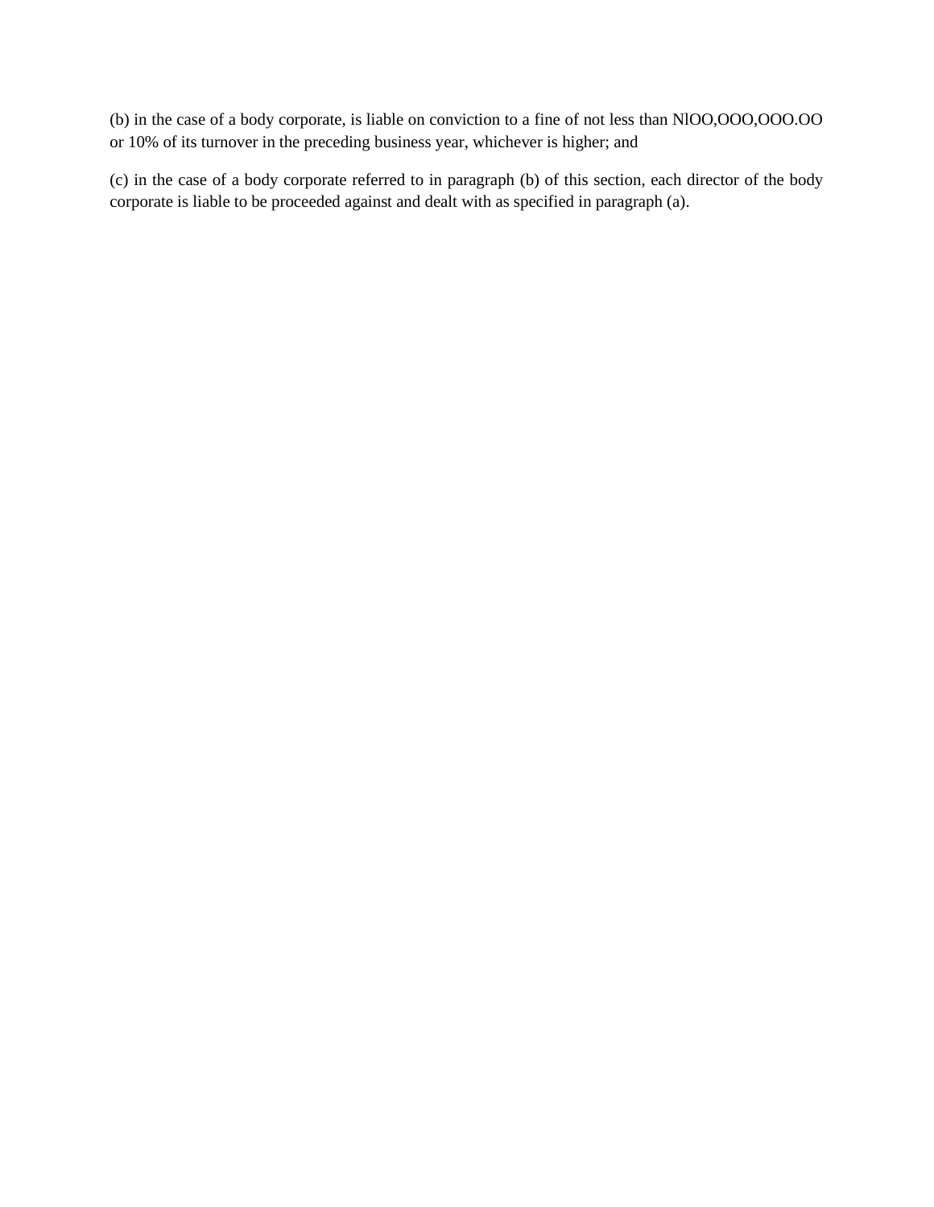(b) in the case of a body corporate, is liable on conviction to a fine of not less than NlOO,OOO,OOO.OO or 10% of its turnover in the preceding business year, whichever is higher; and

(c) in the case of a body corporate referred to in paragraph (b) of this section, each director of the body corporate is liable to be proceeded against and dealt with as specified in paragraph (a).